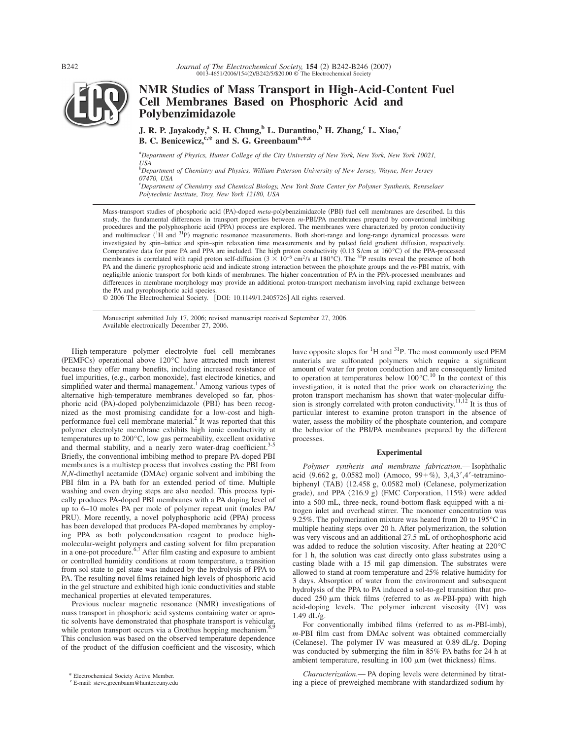# NMR Studies of Mass Transport in High-Acid-Content Fuel Cell Membranes Based on Phosphoric Acid and Polybenzimidazole

**J. R. P. Jayakody,[a] S. H. Chung,[b] L. Durantino,[b] H. Zhang,[c] L. Xiao,[c] B. C. Benicewicz,[c,*] and S. G. Greenbaum[a,*,z]**

[a]Department of Physics, Hunter College of the City University of New York, New York, New York 10021, USA
[b]Department of Chemistry and Physics, William Paterson University of New Jersey, Wayne, New Jersey 07470, USA
[c]Department of Chemistry and Chemical Biology, New York State Center for Polymer Synthesis, Rensselaer Polytechnic Institute, Troy, New York 12180, USA

Mass-transport studies of phosphoric acid (PA)-doped *meta*-polybenzimidazole (PBI) fuel cell membranes are described. In this study, the fundamental differences in transport properties between *m*-PBI/PA membranes prepared by conventional imbibing procedures and the polyphosphoric acid (PPA) process are explored. The membranes were characterized by proton conductivity and multinuclear ($^1$H and $^{31}$P) magnetic resonance measurements. Both short-range and long-range dynamical processes were investigated by spin–lattice and spin–spin relaxation time measurements and by pulsed field gradient diffusion, respectively. Comparative data for pure PA and PPA are included. The high proton conductivity (0.13 S/cm at 160°C) of the PPA-processed membranes is correlated with rapid proton self-diffusion ($3 \times 10^{-6}$ cm$^2$/s at 180°C). The $^{31}$P results reveal the presence of both PA and the dimeric pyrophosphoric acid and indicate strong interaction between the phosphate groups and the *m*-PBI matrix, with negligible anionic transport for both kinds of membranes. The higher concentration of PA in the PPA-processed membranes and differences in membrane morphology may provide an additional proton-transport mechanism involving rapid exchange between the PA and pyrophosphoric acid species.

© 2006 The Electrochemical Society. [DOI: 10.1149/1.2405726] All rights reserved.

Manuscript submitted July 17, 2006; revised manuscript received September 27, 2006. Available electronically December 27, 2006.

High-temperature polymer electrolyte fuel cell membranes (PEMFCs) operational above 120°C have attracted much interest because they offer many benefits, including increased resistance of fuel impurities, (e.g., carbon monoxide), fast electrode kinetics, and simplified water and thermal management.[1] Among various types of alternative high-temperature membranes developed so far, phosphoric acid (PA)-doped polybenzimidazole (PBI) has been recognized as the most promising candidate for a low-cost and high-performance fuel cell membrane material.[2] It was reported that this polymer electrolyte membrane exhibits high ionic conductivity at temperatures up to 200°C, low gas permeability, excellent oxidative and thermal stability, and a nearly zero water-drag coefficient.[3-5] Briefly, the conventional imbibing method to prepare PA-doped PBI membranes is a multistep process that involves casting the PBI from *N,N*-dimethyl acetamide (DMAc) organic solvent and imbibing the PBI film in a PA bath for an extended period of time. Multiple washing and oven drying steps are also needed. This process typically produces PA-doped PBI membranes with a PA doping level of up to 6–10 moles PA per mole of polymer repeat unit (moles PA/PRU). More recently, a novel polyphosphoric acid (PPA) process has been developed that produces PA-doped membranes by employing PPA as both polycondensation reagent to produce high-molecular-weight polymers and casting solvent for film preparation in a one-pot procedure.[6,7] After film casting and exposure to ambient or controlled humidity conditions at room temperature, a transition from sol state to gel state was induced by the hydrolysis of PPA to PA. The resulting novel films retained high levels of phosphoric acid in the gel structure and exhibited high ionic conductivities and stable mechanical properties at elevated temperatures.

Previous nuclear magnetic resonance (NMR) investigations of mass transport in phosphoric acid systems containing water or aprotic solvents have demonstrated that phosphate transport is vehicular, while proton transport occurs via a Grotthus hopping mechanism.[8,9] This conclusion was based on the observed temperature dependence of the product of the diffusion coefficient and the viscosity, which have opposite slopes for $^1$H and $^{31}$P. The most commonly used PEM materials are sulfonated polymers which require a significant amount of water for proton conduction and are consequently limited to operation at temperatures below 100°C.[10] In the context of this investigation, it is noted that the prior work on characterizing the proton transport mechanism has shown that water-molecular diffusion is strongly correlated with proton conductivity.[11,12] It is thus of particular interest to examine proton transport in the absence of water, assess the mobility of the phosphate counterion, and compare the behavior of the PBI/PA membranes prepared by the different processes.

## Experimental

*Polymer synthesis and membrane fabrication.*— Isophthalic acid (9.662 g, 0.0582 mol) (Amoco, 99+%), 3,4,3′,4′-tetraminobiphenyl (TAB) (12.458 g, 0.0582 mol) (Celanese, polymerization grade), and PPA (216.9 g) (FMC Corporation, 115%) were added into a 500 mL, three-neck, round-bottom flask equipped with a nitrogen inlet and overhead stirrer. The monomer concentration was 9.25%. The polymerization mixture was heated from 20 to 195°C in multiple heating steps over 20 h. After polymerization, the solution was very viscous and an additional 27.5 mL of orthophosphoric acid was added to reduce the solution viscosity. After heating at 220°C for 1 h, the solution was cast directly onto glass substrates using a casting blade with a 15 mil gap dimension. The substrates were allowed to stand at room temperature and 25% relative humidity for 3 days. Absorption of water from the environment and subsequent hydrolysis of the PPA to PA induced a sol-to-gel transition that produced 250 μm thick films (referred to as *m*-PBI-ppa) with high acid-doping levels. The polymer inherent viscosity (IV) was 1.49 dL/g.

For conventionally imbibed films (referred to as *m*-PBI-imb), *m*-PBI film cast from DMAc solvent was obtained commercially (Celanese). The polymer IV was measured at 0.89 dL/g. Doping was conducted by submerging the film in 85% PA baths for 24 h at ambient temperature, resulting in 100 μm (wet thickness) films.

*Characterization.*— PA doping levels were determined by titrating a piece of preweighed membrane with standardized sodium hy-

\* Electrochemical Society Active Member.
[z] E-mail: steve.greenbaum@hunter.cuny.edu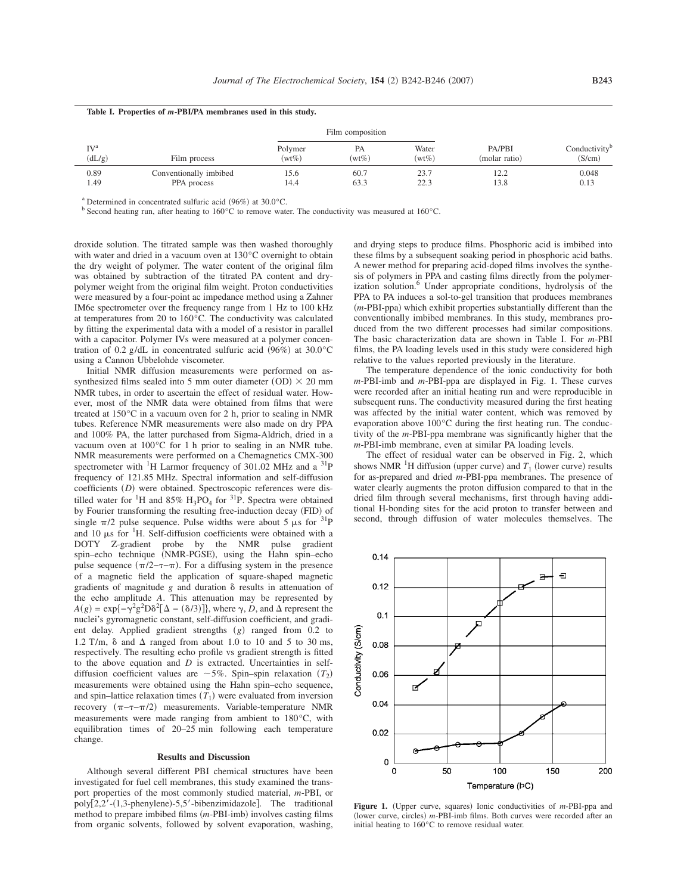**Table I. Properties of *m*-PBI/PA membranes used in this study.**

| IV[a] (dL/g) | Film process | Film composition | | | PA/PBI (molar ratio) | Conductivity[b] (S/cm) |
|---|---|---|---|---|---|---|
| | | Polymer (wt%) | PA (wt%) | Water (wt%) | | |
| 0.89 | Conventionally imbibed | 15.6 | 60.7 | 23.7 | 12.2 | 0.048 |
| 1.49 | PPA process | 14.4 | 63.3 | 22.3 | 13.8 | 0.13 |

[a] Determined in concentrated sulfuric acid (96%) at 30.0°C.
[b] Second heating run, after heating to 160°C to remove water. The conductivity was measured at 160°C.

droxide solution. The titrated sample was then washed thoroughly with water and dried in a vacuum oven at 130°C overnight to obtain the dry weight of polymer. The water content of the original film was obtained by subtraction of the titrated PA content and dry-polymer weight from the original film weight. Proton conductivities were measured by a four-point ac impedance method using a Zahner IM6e spectrometer over the frequency range from 1 Hz to 100 kHz at temperatures from 20 to 160°C. The conductivity was calculated by fitting the experimental data with a model of a resistor in parallel with a capacitor. Polymer IVs were measured at a polymer concentration of 0.2 g/dL in concentrated sulfuric acid (96%) at 30.0°C using a Cannon Ubbelohde viscometer.

Initial NMR diffusion measurements were performed on as-synthesized films sealed into 5 mm outer diameter (OD) × 20 mm NMR tubes, in order to ascertain the effect of residual water. However, most of the NMR data were obtained from films that were treated at 150°C in a vacuum oven for 2 h, prior to sealing in NMR tubes. Reference NMR measurements were also made on dry PPA and 100% PA, the latter purchased from Sigma-Aldrich, dried in a vacuum oven at 100°C for 1 h prior to sealing in an NMR tube. NMR measurements were performed on a Chemagnetics CMX-300 spectrometer with $^{1}H$ Larmor frequency of 301.02 MHz and a $^{31}P$ frequency of 121.85 MHz. Spectral information and self-diffusion coefficients ($D$) were obtained. Spectroscopic references were distilled water for $^{1}H$ and 85% $H_3PO_4$ for $^{31}P$. Spectra were obtained by Fourier transforming the resulting free-induction decay (FID) of single $\pi/2$ pulse sequence. Pulse widths were about 5 μs for $^{31}P$ and 10 μs for $^{1}H$. Self-diffusion coefficients were obtained with a DOTY Z-gradient probe by the NMR pulse gradient spin–echo technique (NMR-PGSE), using the Hahn spin–echo pulse sequence ($\pi/2$–$\tau$–$\pi$). For a diffusing system in the presence of a magnetic field the application of square-shaped magnetic gradients of magnitude $g$ and duration $\delta$ results in attenuation of the echo amplitude $A$. This attenuation may be represented by $A(g) = \exp\{-\gamma^2 g^2 D\delta^2[\Delta - (\delta/3)]\}$, where $\gamma$, $D$, and $\Delta$ represent the nuclei's gyromagnetic constant, self-diffusion coefficient, and gradient delay. Applied gradient strengths ($g$) ranged from 0.2 to 1.2 T/m, $\delta$ and $\Delta$ ranged from about 1.0 to 10 and 5 to 30 ms, respectively. The resulting echo profile vs gradient strength is fitted to the above equation and $D$ is extracted. Uncertainties in self-diffusion coefficient values are ~5%. Spin–spin relaxation ($T_2$) measurements were obtained using the Hahn spin–echo sequence, and spin–lattice relaxation times ($T_1$) were evaluated from inversion recovery ($\pi$–$\tau$–$\pi/2$) measurements. Variable-temperature NMR measurements were made ranging from ambient to 180°C, with equilibration times of 20–25 min following each temperature change.

## Results and Discussion

Although several different PBI chemical structures have been investigated for fuel cell membranes, this study examined the transport properties of the most commonly studied material, *m*-PBI, or poly[2,2′-(1,3-phenylene)-5,5′-bibenzimidazole]. The traditional method to prepare imbibed films (*m*-PBI-imb) involves casting films from organic solvents, followed by solvent evaporation, washing, and drying steps to produce films. Phosphoric acid is imbibed into these films by a subsequent soaking period in phosphoric acid baths. A newer method for preparing acid-doped films involves the synthesis of polymers in PPA and casting films directly from the polymerization solution.[6] Under appropriate conditions, hydrolysis of the PPA to PA induces a sol-to-gel transition that produces membranes (*m*-PBI-ppa) which exhibit properties substantially different than the conventionally imbibed membranes. In this study, membranes produced from the two different processes had similar compositions. The basic characterization data are shown in Table I. For *m*-PBI films, the PA loading levels used in this study were considered high relative to the values reported previously in the literature.

The temperature dependence of the ionic conductivity for both *m*-PBI-imb and *m*-PBI-ppa are displayed in Fig. 1. These curves were recorded after an initial heating run and were reproducible in subsequent runs. The conductivity measured during the first heating was affected by the initial water content, which was removed by evaporation above 100°C during the first heating run. The conductivity of the *m*-PBI-ppa membrane was significantly higher that the *m*-PBI-imb membrane, even at similar PA loading levels.

The effect of residual water can be observed in Fig. 2, which shows NMR $^{1}H$ diffusion (upper curve) and $T_1$ (lower curve) results for as-prepared and dried *m*-PBI-ppa membranes. The presence of water clearly augments the proton diffusion compared to that in the dried film through several mechanisms, first through having additional H-bonding sites for the acid proton to transfer between and second, through diffusion of water molecules themselves. The

**Figure 1.** (Upper curve, squares) Ionic conductivities of *m*-PBI-ppa and (lower curve, circles) *m*-PBI-imb films. Both curves were recorded after an initial heating to 160°C to remove residual water.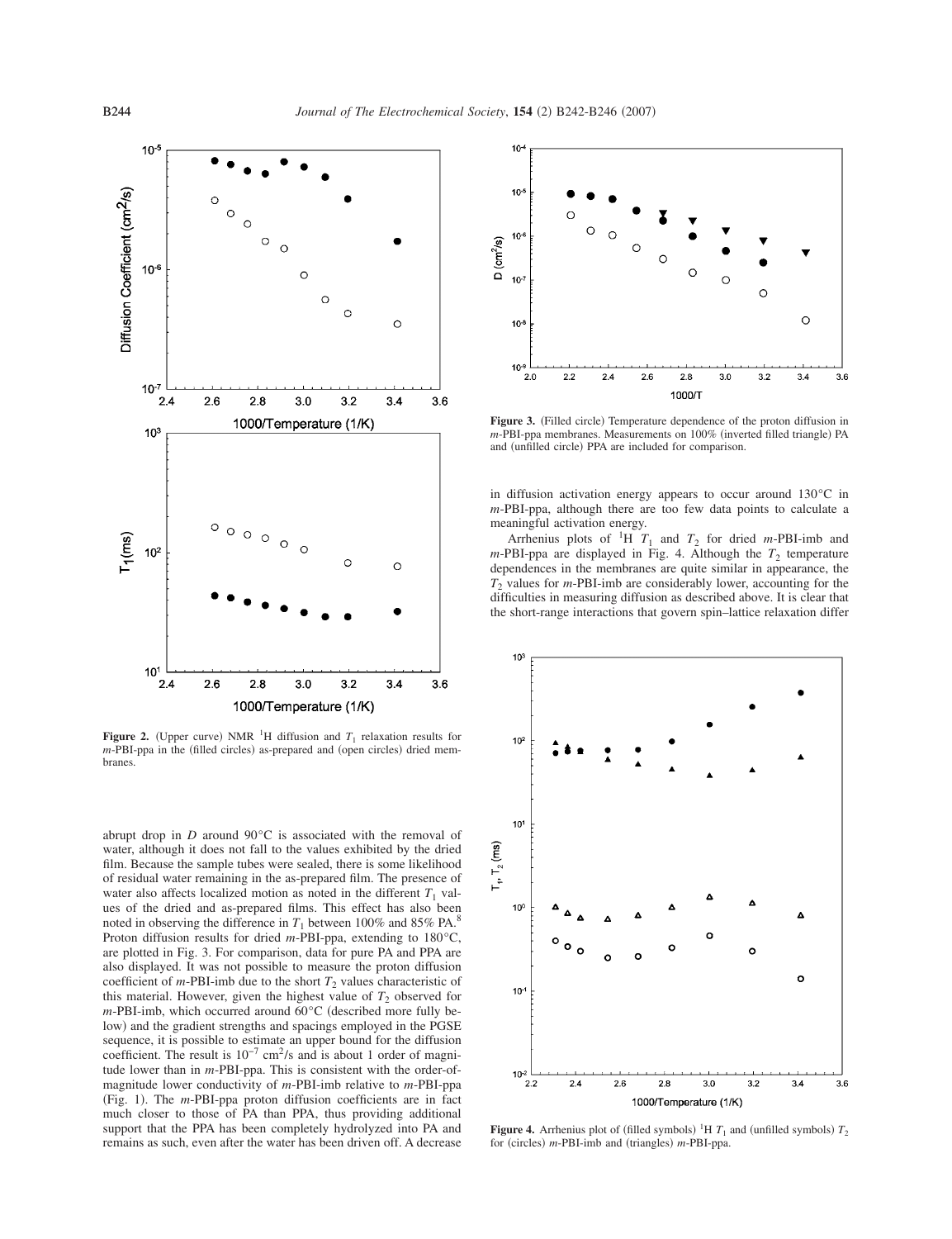**Figure 2.** (Upper curve) NMR $^1$H diffusion and $T_1$ relaxation results for *m*-PBI-ppa in the (filled circles) as-prepared and (open circles) dried membranes.

abrupt drop in $D$ around 90°C is associated with the removal of water, although it does not fall to the values exhibited by the dried film. Because the sample tubes were sealed, there is some likelihood of residual water remaining in the as-prepared film. The presence of water also affects localized motion as noted in the different $T_1$ values of the dried and as-prepared films. This effect has also been noted in observing the difference in $T_1$ between 100% and 85% PA.[8] Proton diffusion results for dried *m*-PBI-ppa, extending to 180°C, are plotted in Fig. 3. For comparison, data for pure PA and PPA are also displayed. It was not possible to measure the proton diffusion coefficient of *m*-PBI-imb due to the short $T_2$ values characteristic of this material. However, given the highest value of $T_2$ observed for *m*-PBI-imb, which occurred around 60°C (described more fully below) and the gradient strengths and spacings employed in the PGSE sequence, it is possible to estimate an upper bound for the diffusion coefficient. The result is $10^{-7}$ cm$^2$/s and is about 1 order of magnitude lower than in *m*-PBI-ppa. This is consistent with the order-of-magnitude lower conductivity of *m*-PBI-imb relative to *m*-PBI-ppa (Fig. 1). The *m*-PBI-ppa proton diffusion coefficients are in fact much closer to those of PA than PPA, thus providing additional support that the PPA has been completely hydrolyzed into PA and remains as such, even after the water has been driven off. A decrease in diffusion activation energy appears to occur around 130°C in *m*-PBI-ppa, although there are too few data points to calculate a meaningful activation energy.

**Figure 3.** (Filled circle) Temperature dependence of the proton diffusion in *m*-PBI-ppa membranes. Measurements on 100% (inverted filled triangle) PA and (unfilled circle) PPA are included for comparison.

Arrhenius plots of $^1$H $T_1$ and $T_2$ for dried *m*-PBI-imb and *m*-PBI-ppa are displayed in Fig. 4. Although the $T_2$ temperature dependences in the membranes are quite similar in appearance, the $T_2$ values for *m*-PBI-imb are considerably lower, accounting for the difficulties in measuring diffusion as described above. It is clear that the short-range interactions that govern spin–lattice relaxation differ

**Figure 4.** Arrhenius plot of (filled symbols) $^1$H $T_1$ and (unfilled symbols) $T_2$ for (circles) *m*-PBI-imb and (triangles) *m*-PBI-ppa.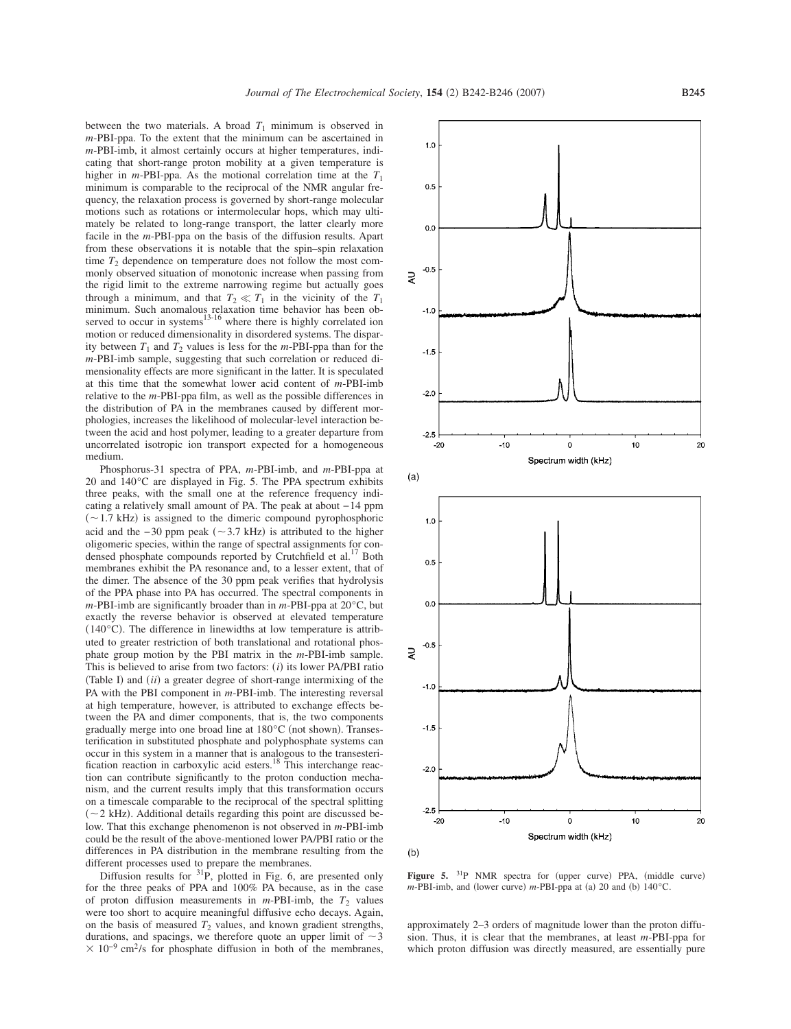between the two materials. A broad $T_1$ minimum is observed in *m*-PBI-ppa. To the extent that the minimum can be ascertained in *m*-PBI-imb, it almost certainly occurs at higher temperatures, indicating that short-range proton mobility at a given temperature is higher in *m*-PBI-ppa. As the motional correlation time at the $T_1$ minimum is comparable to the reciprocal of the NMR angular frequency, the relaxation process is governed by short-range molecular motions such as rotations or intermolecular hops, which may ultimately be related to long-range transport, the latter clearly more facile in the *m*-PBI-ppa on the basis of the diffusion results. Apart from these observations it is notable that the spin–spin relaxation time $T_2$ dependence on temperature does not follow the most commonly observed situation of monotonic increase when passing from the rigid limit to the extreme narrowing regime but actually goes through a minimum, and that $T_2 \ll T_1$ in the vicinity of the $T_1$ minimum. Such anomalous relaxation time behavior has been observed to occur in systems[13-16] where there is highly correlated ion motion or reduced dimensionality in disordered systems. The disparity between $T_1$ and $T_2$ values is less for the *m*-PBI-ppa than for the *m*-PBI-imb sample, suggesting that such correlation or reduced dimensionality effects are more significant in the latter. It is speculated at this time that the somewhat lower acid content of *m*-PBI-imb relative to the *m*-PBI-ppa film, as well as the possible differences in the distribution of PA in the membranes caused by different morphologies, increases the likelihood of molecular-level interaction between the acid and host polymer, leading to a greater departure from uncorrelated isotropic ion transport expected for a homogeneous medium.

Phosphorus-31 spectra of PPA, *m*-PBI-imb, and *m*-PBI-ppa at 20 and 140°C are displayed in Fig. 5. The PPA spectrum exhibits three peaks, with the small one at the reference frequency indicating a relatively small amount of PA. The peak at about −14 ppm (~1.7 kHz) is assigned to the dimeric compound pyrophosphoric acid and the −30 ppm peak (~3.7 kHz) is attributed to the higher oligomeric species, within the range of spectral assignments for condensed phosphate compounds reported by Crutchfield et al.[17] Both membranes exhibit the PA resonance and, to a lesser extent, that of the dimer. The absence of the 30 ppm peak verifies that hydrolysis of the PPA phase into PA has occurred. The spectral components in *m*-PBI-imb are significantly broader than in *m*-PBI-ppa at 20°C, but exactly the reverse behavior is observed at elevated temperature (140°C). The difference in linewidths at low temperature is attributed to greater restriction of both translational and rotational phosphate group motion by the PBI matrix in the *m*-PBI-imb sample. This is believed to arise from two factors: (*i*) its lower PA/PBI ratio (Table I) and (*ii*) a greater degree of short-range intermixing of the PA with the PBI component in *m*-PBI-imb. The interesting reversal at high temperature, however, is attributed to exchange effects between the PA and dimer components, that is, the two components gradually merge into one broad line at 180°C (not shown). Transesterification in substituted phosphate and polyphosphate systems can occur in this system in a manner that is analogous to the transesterification reaction in carboxylic acid esters.[18] This interchange reaction can contribute significantly to the proton conduction mechanism, and the current results imply that this transformation occurs on a timescale comparable to the reciprocal of the spectral splitting (~2 kHz). Additional details regarding this point are discussed below. That this exchange phenomenon is not observed in *m*-PBI-imb could be the result of the above-mentioned lower PA/PBI ratio or the differences in PA distribution in the membrane resulting from the different processes used to prepare the membranes.

Diffusion results for $^{31}$P, plotted in Fig. 6, are presented only for the three peaks of PPA and 100% PA because, as in the case of proton diffusion measurements in *m*-PBI-imb, the $T_2$ values were too short to acquire meaningful diffusive echo decays. Again, on the basis of measured $T_2$ values, and known gradient strengths, durations, and spacings, we therefore quote an upper limit of $\sim 3 \times 10^{-9}$ cm$^2$/s for phosphate diffusion in both of the membranes, approximately 2–3 orders of magnitude lower than the proton diffusion. Thus, it is clear that the membranes, at least *m*-PBI-ppa for which proton diffusion was directly measured, are essentially pure

**Figure 5.** $^{31}$P NMR spectra for (upper curve) PPA, (middle curve) *m*-PBI-imb, and (lower curve) *m*-PBI-ppa at (a) 20 and (b) 140°C.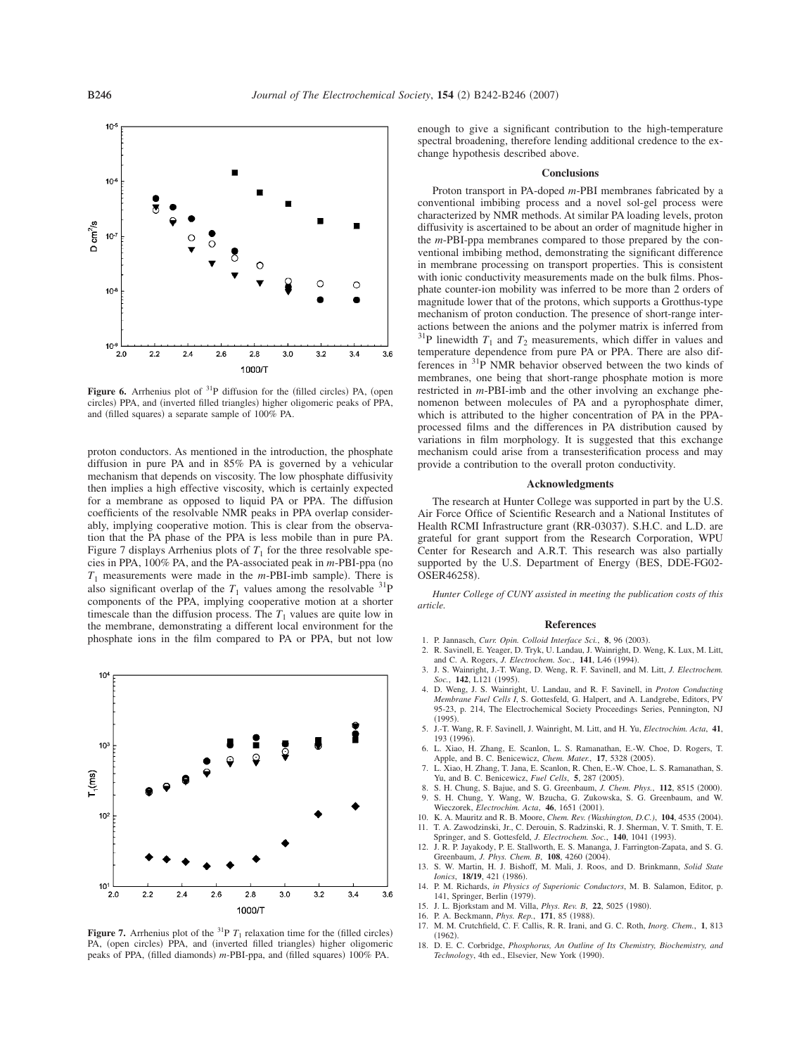$10^{-5}$

$10^{-6}$

$10^{-7}$

$10^{-8}$

$10^{-9}$

D cm$^2$/s

2.0 2.2 2.4 2.6 2.8 3.0 3.2 3.4 3.6

1000/T

**Figure 6.** Arrhenius plot of $^{31}P$ diffusion for the (filled circles) PA, (open circles) PPA, and (inverted filled triangles) higher oligomeric peaks of PPA, and (filled squares) a separate sample of 100% PA.

proton conductors. As mentioned in the introduction, the phosphate diffusion in pure PA and in 85% PA is governed by a vehicular mechanism that depends on viscosity. The low phosphate diffusivity then implies a high effective viscosity, which is certainly expected for a membrane as opposed to liquid PA or PPA. The diffusion coefficients of the resolvable NMR peaks in PPA overlap considerably, implying cooperative motion. This is clear from the observation that the PA phase of the PPA is less mobile than in pure PA. Figure 7 displays Arrhenius plots of $T_1$ for the three resolvable species in PPA, 100% PA, and the PA-associated peak in *m*-PBI-ppa (no $T_1$ measurements were made in the *m*-PBI-imb sample). There is also significant overlap of the $T_1$ values among the resolvable $^{31}P$ components of the PPA, implying cooperative motion at a shorter timescale than the diffusion process. The $T_1$ values are quite low in the membrane, demonstrating a different local environment for the phosphate ions in the film compared to PA or PPA, but not low

$10^4$

$10^3$

$10^2$

$10^1$

$T_1$(ms)

2.0 2.2 2.4 2.6 2.8 3.0 3.2 3.4 3.6

1000/T

**Figure 7.** Arrhenius plot of the $^{31}P$ $T_1$ relaxation time for the (filled circles) PA, (open circles) PPA, and (inverted filled triangles) higher oligomeric peaks of PPA, (filled diamonds) *m*-PBI-ppa, and (filled squares) 100% PA.

enough to give a significant contribution to the high-temperature spectral broadening, therefore lending additional credence to the exchange hypothesis described above.

## Conclusions

Proton transport in PA-doped *m*-PBI membranes fabricated by a conventional imbibing process and a novel sol-gel process were characterized by NMR methods. At similar PA loading levels, proton diffusivity is ascertained to be about an order of magnitude higher in the *m*-PBI-ppa membranes compared to those prepared by the conventional imbibing method, demonstrating the significant difference in membrane processing on transport properties. This is consistent with ionic conductivity measurements made on the bulk films. Phosphate counter-ion mobility was inferred to be more than 2 orders of magnitude lower that of the protons, which supports a Grotthus-type mechanism of proton conduction. The presence of short-range interactions between the anions and the polymer matrix is inferred from $^{31}P$ linewidth $T_1$ and $T_2$ measurements, which differ in values and temperature dependence from pure PA or PPA. There are also differences in $^{31}P$ NMR behavior observed between the two kinds of membranes, one being that short-range phosphate motion is more restricted in *m*-PBI-imb and the other involving an exchange phenomenon between molecules of PA and a pyrophosphate dimer, which is attributed to the higher concentration of PA in the PPA-processed films and the differences in PA distribution caused by variations in film morphology. It is suggested that this exchange mechanism could arise from a transesterification process and may provide a contribution to the overall proton conductivity.

## Acknowledgments

The research at Hunter College was supported in part by the U.S. Air Force Office of Scientific Research and a National Institutes of Health RCMI Infrastructure grant (RR-03037). S.H.C. and L.D. are grateful for grant support from the Research Corporation, WPU Center for Research and A.R.T. This research was also partially supported by the U.S. Department of Energy (BES, DDE-FG02-OSER46258).

*Hunter College of CUNY assisted in meeting the publication costs of this article.*

## References

1. P. Jannasch, *Curr. Opin. Colloid Interface Sci.*, **8**, 96 (2003).
2. R. Savinell, E. Yeager, D. Tryk, U. Landau, J. Wainright, D. Weng, K. Lux, M. Litt, and C. A. Rogers, *J. Electrochem. Soc.*, **141**, L46 (1994).
3. J. S. Wainright, J.-T. Wang, D. Weng, R. F. Savinell, and M. Litt, *J. Electrochem. Soc.*, **142**, L121 (1995).
4. D. Weng, J. S. Wainright, U. Landau, and R. F. Savinell, in *Proton Conducting Membrane Fuel Cells I*, S. Gottesfeld, G. Halpert, and A. Landgrebe, Editors, PV 95-23, p. 214, The Electrochemical Society Proceedings Series, Pennington, NJ (1995).
5. J.-T. Wang, R. F. Savinell, J. Wainright, M. Litt, and H. Yu, *Electrochim. Acta*, **41**, 193 (1996).
6. L. Xiao, H. Zhang, E. Scanlon, L. S. Ramanathan, E.-W. Choe, D. Rogers, T. Apple, and B. C. Benicewicz, *Chem. Mater.*, **17**, 5328 (2005).
7. L. Xiao, H. Zhang, T. Jana, E. Scanlon, R. Chen, E.-W. Choe, L. S. Ramanathan, S. Yu, and B. C. Benicewicz, *Fuel Cells*, **5**, 287 (2005).
8. S. H. Chung, S. Bajue, and S. G. Greenbaum, *J. Chem. Phys.*, **112**, 8515 (2000).
9. S. H. Chung, Y. Wang, W. Bzucha, G. Zukowska, S. G. Greenbaum, and W. Wieczorek, *Electrochim. Acta*, **46**, 1651 (2001).
10. K. A. Mauritz and R. B. Moore, *Chem. Rev. (Washington, D.C.)*, **104**, 4535 (2004).
11. T. A. Zawodzinski, Jr., C. Derouin, S. Radzinski, R. J. Sherman, V. T. Smith, T. E. Springer, and S. Gottesfeld, *J. Electrochem. Soc.*, **140**, 1041 (1993).
12. J. R. P. Jayakody, P. E. Stallworth, E. S. Mananga, J. Farrington-Zapata, and S. G. Greenbaum, *J. Phys. Chem. B*, **108**, 4260 (2004).
13. S. W. Martin, H. J. Bishoff, M. Mali, J. Roos, and D. Brinkmann, *Solid State Ionics*, **18/19**, 421 (1986).
14. P. M. Richards, *in Physics of Superionic Conductors*, M. B. Salamon, Editor, p. 141, Springer, Berlin (1979).
15. J. L. Bjorkstam and M. Villa, *Phys. Rev. B*, **22**, 5025 (1980).
16. P. A. Beckmann, *Phys. Rep.*, **171**, 85 (1988).
17. M. M. Crutchfield, C. F. Callis, R. R. Irani, and G. C. Roth, *Inorg. Chem.*, **1**, 813 (1962).
18. D. E. C. Corbridge, *Phosphorus, An Outline of Its Chemistry, Biochemistry, and Technology*, 4th ed., Elsevier, New York (1990).